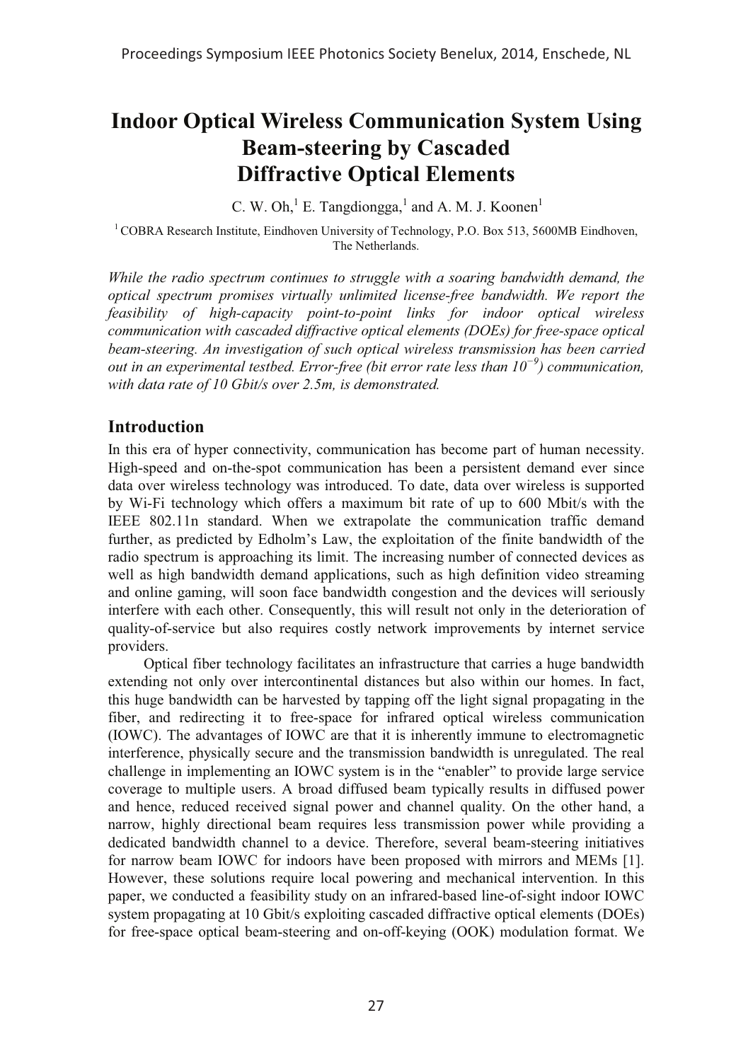# Indoor Optical Wireless Communication System Using Beam-steering by Cascaded Diffractive Optical Elements

C. W. Oh,[1] E. Tangdiongga,[1] and A. M. J. Koonen[1]

[1] COBRA Research Institute, Eindhoven University of Technology, P.O. Box 513, 5600MB Eindhoven, The Netherlands.

*While the radio spectrum continues to struggle with a soaring bandwidth demand, the optical spectrum promises virtually unlimited license-free bandwidth. We report the feasibility of high-capacity point-to-point links for indoor optical wireless communication with cascaded diffractive optical elements (DOEs) for free-space optical beam-steering. An investigation of such optical wireless transmission has been carried out in an experimental testbed. Error-free (bit error rate less than $10^{-9}$) communication, with data rate of 10 Gbit/s over 2.5m, is demonstrated.*

## Introduction

In this era of hyper connectivity, communication has become part of human necessity. High-speed and on-the-spot communication has been a persistent demand ever since data over wireless technology was introduced. To date, data over wireless is supported by Wi-Fi technology which offers a maximum bit rate of up to 600 Mbit/s with the IEEE 802.11n standard. When we extrapolate the communication traffic demand further, as predicted by Edholm's Law, the exploitation of the finite bandwidth of the radio spectrum is approaching its limit. The increasing number of connected devices as well as high bandwidth demand applications, such as high definition video streaming and online gaming, will soon face bandwidth congestion and the devices will seriously interfere with each other. Consequently, this will result not only in the deterioration of quality-of-service but also requires costly network improvements by internet service providers.

Optical fiber technology facilitates an infrastructure that carries a huge bandwidth extending not only over intercontinental distances but also within our homes. In fact, this huge bandwidth can be harvested by tapping off the light signal propagating in the fiber, and redirecting it to free-space for infrared optical wireless communication (IOWC). The advantages of IOWC are that it is inherently immune to electromagnetic interference, physically secure and the transmission bandwidth is unregulated. The real challenge in implementing an IOWC system is in the "enabler" to provide large service coverage to multiple users. A broad diffused beam typically results in diffused power and hence, reduced received signal power and channel quality. On the other hand, a narrow, highly directional beam requires less transmission power while providing a dedicated bandwidth channel to a device. Therefore, several beam-steering initiatives for narrow beam IOWC for indoors have been proposed with mirrors and MEMs [1]. However, these solutions require local powering and mechanical intervention. In this paper, we conducted a feasibility study on an infrared-based line-of-sight indoor IOWC system propagating at 10 Gbit/s exploiting cascaded diffractive optical elements (DOEs) for free-space optical beam-steering and on-off-keying (OOK) modulation format. We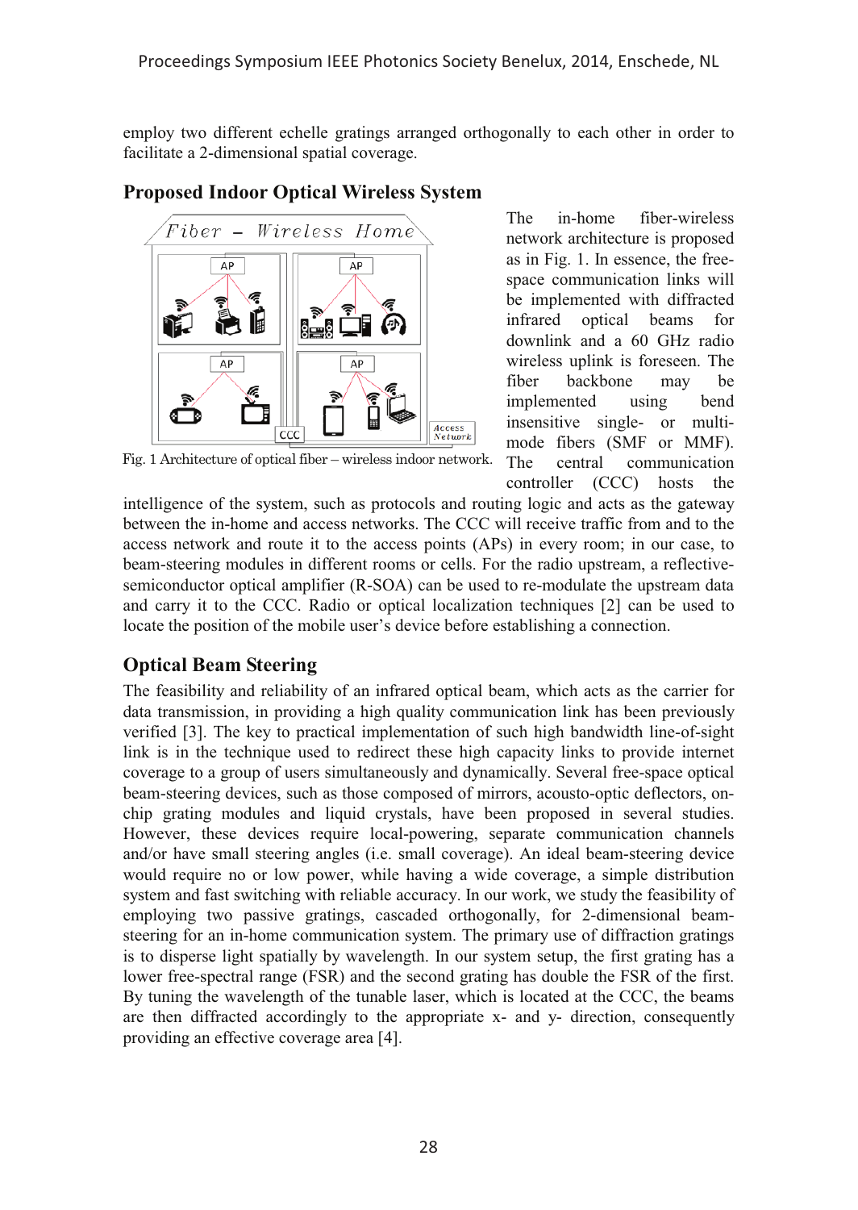employ two different echelle gratings arranged orthogonally to each other in order to facilitate a 2-dimensional spatial coverage.

## Proposed Indoor Optical Wireless System

Fig. 1 Architecture of optical fiber – wireless indoor network.

The in-home fiber-wireless network architecture is proposed as in Fig. 1. In essence, the free-space communication links will be implemented with diffracted infrared optical beams for downlink and a 60 GHz radio wireless uplink is foreseen. The fiber backbone may be implemented using bend insensitive single- or multi-mode fibers (SMF or MMF). The central communication controller (CCC) hosts the intelligence of the system, such as protocols and routing logic and acts as the gateway between the in-home and access networks. The CCC will receive traffic from and to the access network and route it to the access points (APs) in every room; in our case, to beam-steering modules in different rooms or cells. For the radio upstream, a reflective-semiconductor optical amplifier (R-SOA) can be used to re-modulate the upstream data and carry it to the CCC. Radio or optical localization techniques [2] can be used to locate the position of the mobile user's device before establishing a connection.

## Optical Beam Steering

The feasibility and reliability of an infrared optical beam, which acts as the carrier for data transmission, in providing a high quality communication link has been previously verified [3]. The key to practical implementation of such high bandwidth line-of-sight link is in the technique used to redirect these high capacity links to provide internet coverage to a group of users simultaneously and dynamically. Several free-space optical beam-steering devices, such as those composed of mirrors, acousto-optic deflectors, on-chip grating modules and liquid crystals, have been proposed in several studies. However, these devices require local-powering, separate communication channels and/or have small steering angles (i.e. small coverage). An ideal beam-steering device would require no or low power, while having a wide coverage, a simple distribution system and fast switching with reliable accuracy. In our work, we study the feasibility of employing two passive gratings, cascaded orthogonally, for 2-dimensional beam-steering for an in-home communication system. The primary use of diffraction gratings is to disperse light spatially by wavelength. In our system setup, the first grating has a lower free-spectral range (FSR) and the second grating has double the FSR of the first. By tuning the wavelength of the tunable laser, which is located at the CCC, the beams are then diffracted accordingly to the appropriate x- and y- direction, consequently providing an effective coverage area [4].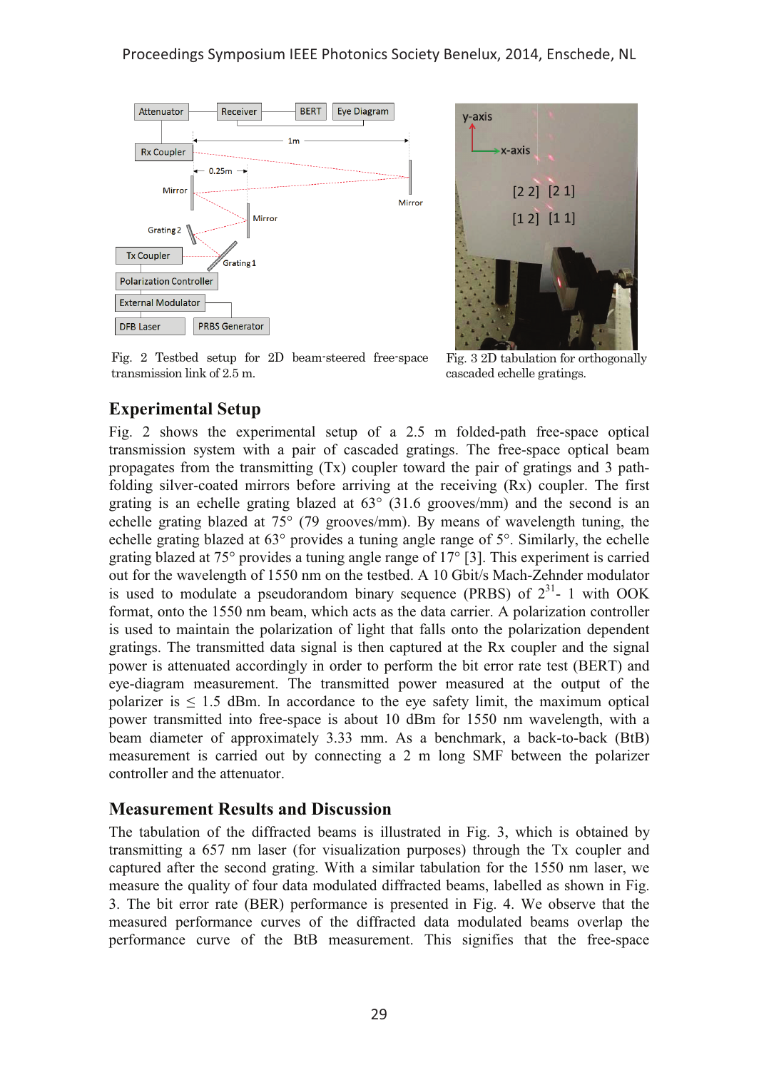Fig. 2 Testbed setup for 2D beam-steered free-space transmission link of 2.5 m.

Fig. 3 2D tabulation for orthogonally cascaded echelle gratings.

## Experimental Setup

Fig. 2 shows the experimental setup of a 2.5 m folded-path free-space optical transmission system with a pair of cascaded gratings. The free-space optical beam propagates from the transmitting (Tx) coupler toward the pair of gratings and 3 path-folding silver-coated mirrors before arriving at the receiving (Rx) coupler. The first grating is an echelle grating blazed at 63° (31.6 grooves/mm) and the second is an echelle grating blazed at 75° (79 grooves/mm). By means of wavelength tuning, the echelle grating blazed at 63° provides a tuning angle range of 5°. Similarly, the echelle grating blazed at 75° provides a tuning angle range of 17° [3]. This experiment is carried out for the wavelength of 1550 nm on the testbed. A 10 Gbit/s Mach-Zehnder modulator is used to modulate a pseudorandom binary sequence (PRBS) of $2^{31}$- 1 with OOK format, onto the 1550 nm beam, which acts as the data carrier. A polarization controller is used to maintain the polarization of light that falls onto the polarization dependent gratings. The transmitted data signal is then captured at the Rx coupler and the signal power is attenuated accordingly in order to perform the bit error rate test (BERT) and eye-diagram measurement. The transmitted power measured at the output of the polarizer is $\leq$ 1.5 dBm. In accordance to the eye safety limit, the maximum optical power transmitted into free-space is about 10 dBm for 1550 nm wavelength, with a beam diameter of approximately 3.33 mm. As a benchmark, a back-to-back (BtB) measurement is carried out by connecting a 2 m long SMF between the polarizer controller and the attenuator.

## Measurement Results and Discussion

The tabulation of the diffracted beams is illustrated in Fig. 3, which is obtained by transmitting a 657 nm laser (for visualization purposes) through the Tx coupler and captured after the second grating. With a similar tabulation for the 1550 nm laser, we measure the quality of four data modulated diffracted beams, labelled as shown in Fig. 3. The bit error rate (BER) performance is presented in Fig. 4. We observe that the measured performance curves of the diffracted data modulated beams overlap the performance curve of the BtB measurement. This signifies that the free-space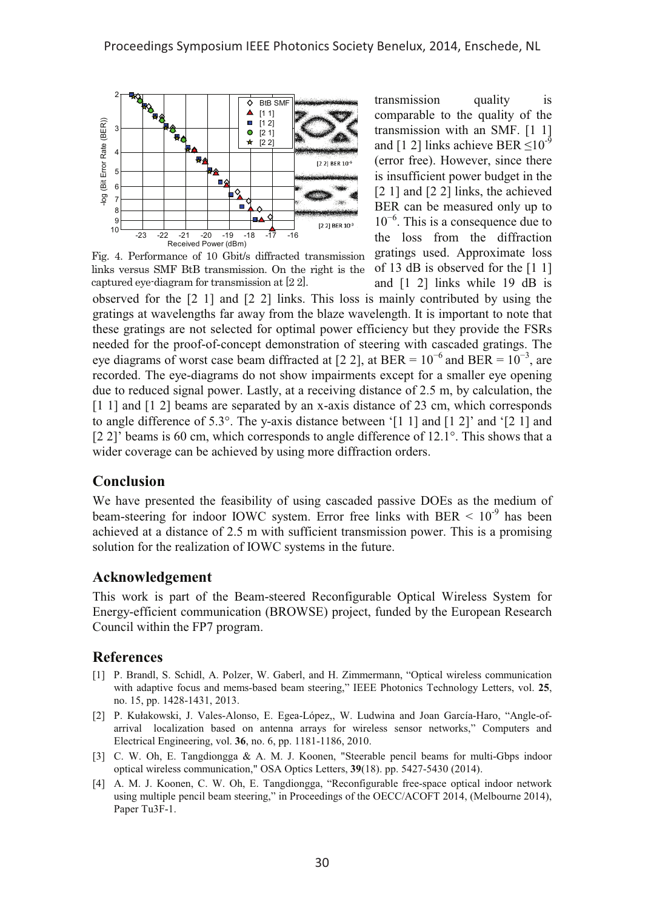-log (Bit Error Rate (BER))

2
3
4
5
6
7
8
9
10

-23 -22 -21 -20 -19 -18 -17 -16

Received Power (dBm)

BtB SMF
[1 1]
[1 2]
[2 1]
[2 2]

[2 2] BER $10^{-6}$

[2 2] BER $10^{-3}$

Fig. 4. Performance of 10 Gbit/s diffracted transmission links versus SMF BtB transmission. On the right is the captured eye-diagram for transmission at [2 2].

transmission quality is comparable to the quality of the transmission with an SMF. [1 1] and [1 2] links achieve BER $\leq 10^{-9}$ (error free). However, since there is insufficient power budget in the [2 1] and [2 2] links, the achieved BER can be measured only up to $10^{-6}$. This is a consequence due to the loss from the diffraction gratings used. Approximate loss of 13 dB is observed for the [1 1] and [1 2] links while 19 dB is observed for the [2 1] and [2 2] links. This loss is mainly contributed by using the gratings at wavelengths far away from the blaze wavelength. It is important to note that these gratings are not selected for optimal power efficiency but they provide the FSRs needed for the proof-of-concept demonstration of steering with cascaded gratings. The eye diagrams of worst case beam diffracted at [2 2], at BER = $10^{-6}$ and BER = $10^{-3}$, are recorded. The eye-diagrams do not show impairments except for a smaller eye opening due to reduced signal power. Lastly, at a receiving distance of 2.5 m, by calculation, the [1 1] and [1 2] beams are separated by an x-axis distance of 23 cm, which corresponds to angle difference of 5.3°. The y-axis distance between '[1 1] and [1 2]' and '[2 1] and [2 2]' beams is 60 cm, which corresponds to angle difference of 12.1°. This shows that a wider coverage can be achieved by using more diffraction orders.

## Conclusion

We have presented the feasibility of using cascaded passive DOEs as the medium of beam-steering for indoor IOWC system. Error free links with BER < $10^{-9}$ has been achieved at a distance of 2.5 m with sufficient transmission power. This is a promising solution for the realization of IOWC systems in the future.

## Acknowledgement

This work is part of the Beam-steered Reconfigurable Optical Wireless System for Energy-efficient communication (BROWSE) project, funded by the European Research Council within the FP7 program.

## References

[1] P. Brandl, S. Schidl, A. Polzer, W. Gaberl, and H. Zimmermann, "Optical wireless communication with adaptive focus and mems-based beam steering," IEEE Photonics Technology Letters, vol. **25**, no. 15, pp. 1428-1431, 2013.

[2] P. Kułakowski, J. Vales-Alonso, E. Egea-López,, W. Ludwina and Joan García-Haro, "Angle-of-arrival localization based on antenna arrays for wireless sensor networks," Computers and Electrical Engineering, vol. **36**, no. 6, pp. 1181-1186, 2010.

[3] C. W. Oh, E. Tangdiongga & A. M. J. Koonen, "Steerable pencil beams for multi-Gbps indoor optical wireless communication," OSA Optics Letters, **39**(18). pp. 5427-5430 (2014).

[4] A. M. J. Koonen, C. W. Oh, E. Tangdiongga, "Reconfigurable free-space optical indoor network using multiple pencil beam steering," in Proceedings of the OECC/ACOFT 2014, (Melbourne 2014), Paper Tu3F-1.